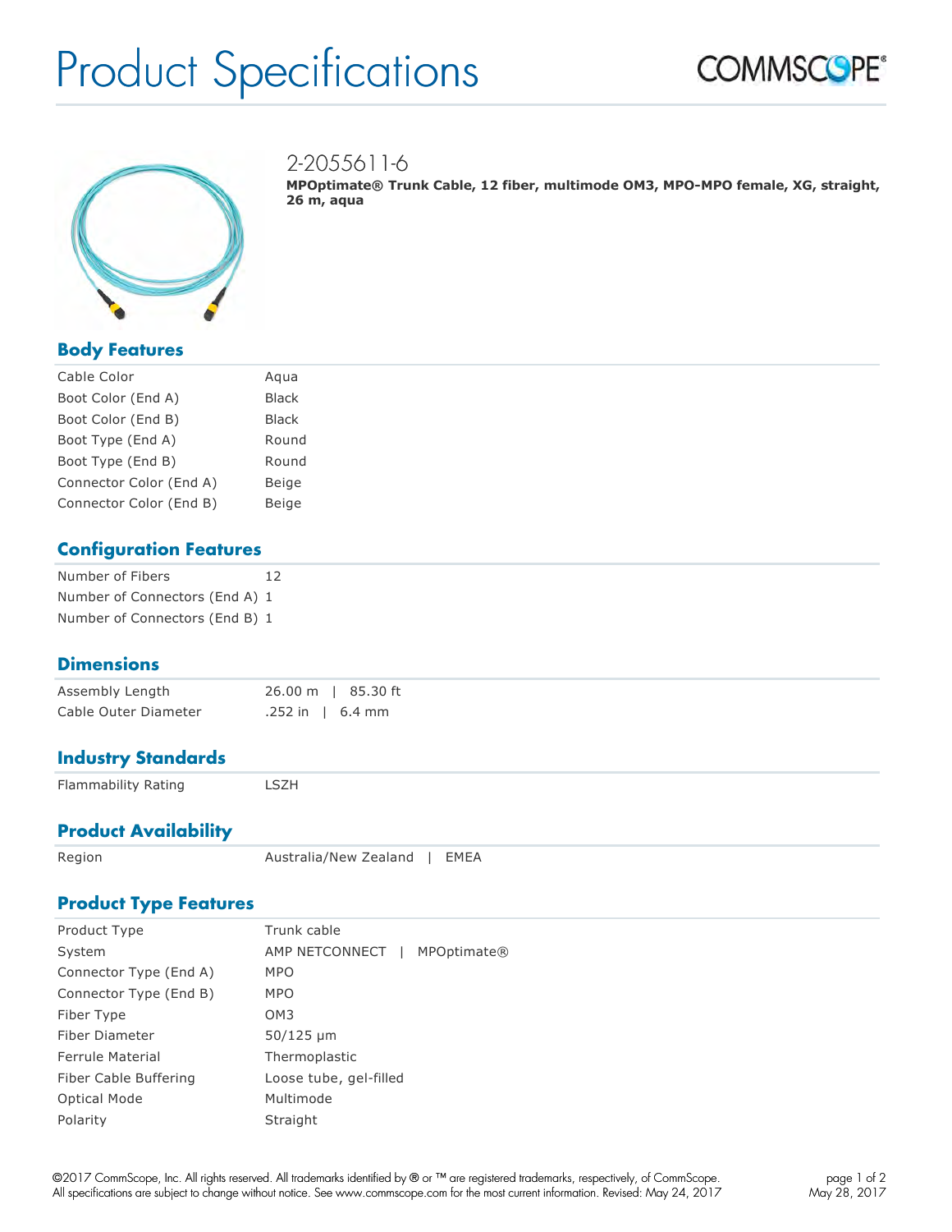# Product Specifications

COMMSCOPE®

## 2-2055611-6

**MPOptimate® Trunk Cable, 12 fiber, multimode OM3, MPO-MPO female, XG, straight, 26 m, aqua**

## Body Features

| | |
|---|---|
| Cable Color | Aqua |
| Boot Color (End A) | Black |
| Boot Color (End B) | Black |
| Boot Type (End A) | Round |
| Boot Type (End B) | Round |
| Connector Color (End A) | Beige |
| Connector Color (End B) | Beige |

## Configuration Features

| | |
|---|---|
| Number of Fibers | 12 |
| Number of Connectors (End A) | 1 |
| Number of Connectors (End B) | 1 |

## Dimensions

| | |
|---|---|
| Assembly Length | 26.00 m \| 85.30 ft |
| Cable Outer Diameter | .252 in \| 6.4 mm |

## Industry Standards

| | |
|---|---|
| Flammability Rating | LSZH |

## Product Availability

| | |
|---|---|
| Region | Australia/New Zealand \| EMEA |

## Product Type Features

| | |
|---|---|
| Product Type | Trunk cable |
| System | AMP NETCONNECT \| MPOptimate® |
| Connector Type (End A) | MPO |
| Connector Type (End B) | MPO |
| Fiber Type | OM3 |
| Fiber Diameter | 50/125 µm |
| Ferrule Material | Thermoplastic |
| Fiber Cable Buffering | Loose tube, gel-filled |
| Optical Mode | Multimode |
| Polarity | Straight |

©2017 CommScope, Inc. All rights reserved. All trademarks identified by ® or ™ are registered trademarks, respectively, of CommScope. All specifications are subject to change without notice. See www.commscope.com for the most current information. Revised: May 24, 2017

May 28, 2017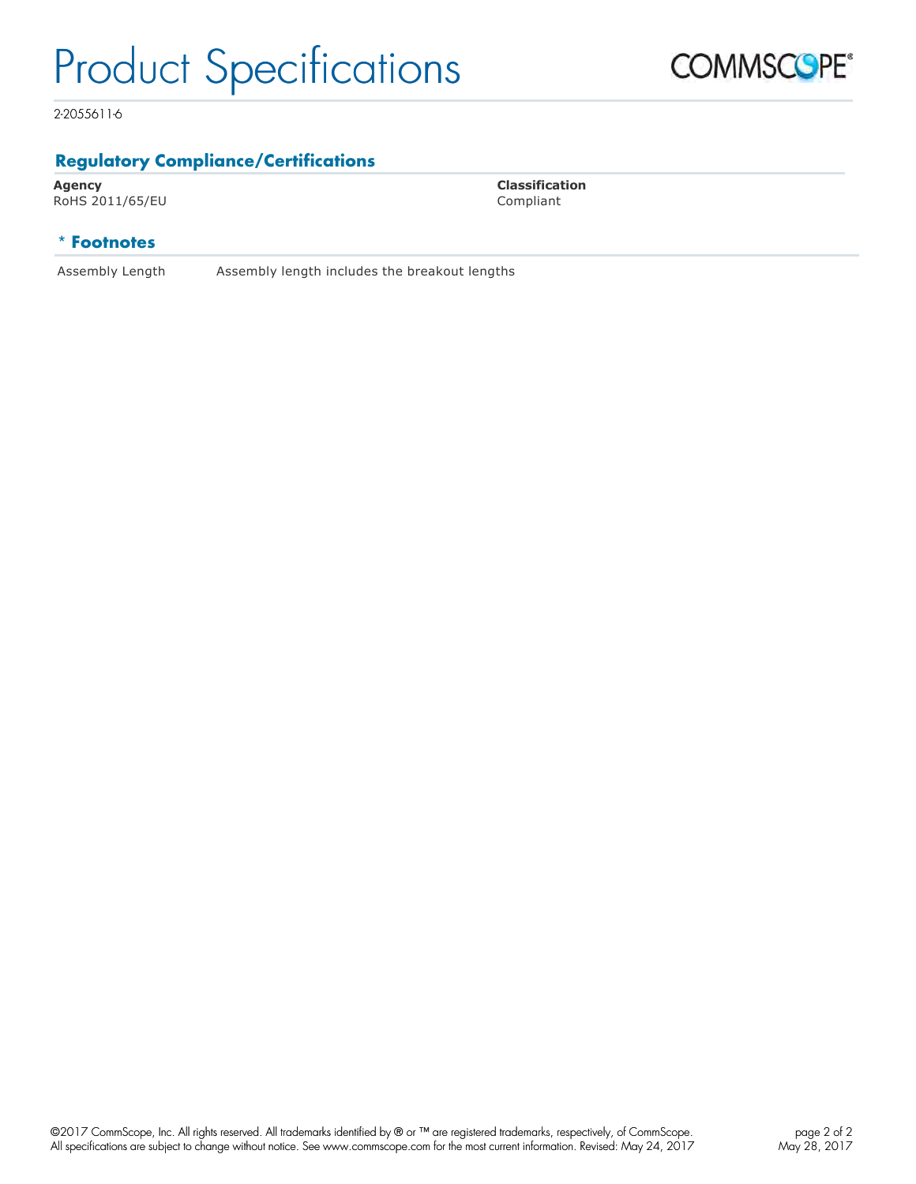# Product Specifications

2-2055611-6

## Regulatory Compliance/Certifications

| Agency | Classification |
| --- | --- |
| RoHS 2011/65/EU | Compliant |

## * Footnotes

| | |
| --- | --- |
| Assembly Length | Assembly length includes the breakout lengths |

©2017 CommScope, Inc. All rights reserved. All trademarks identified by ® or ™ are registered trademarks, respectively, of CommScope.
All specifications are subject to change without notice. See www.commscope.com for the most current information. Revised: May 24, 2017

May 28, 2017